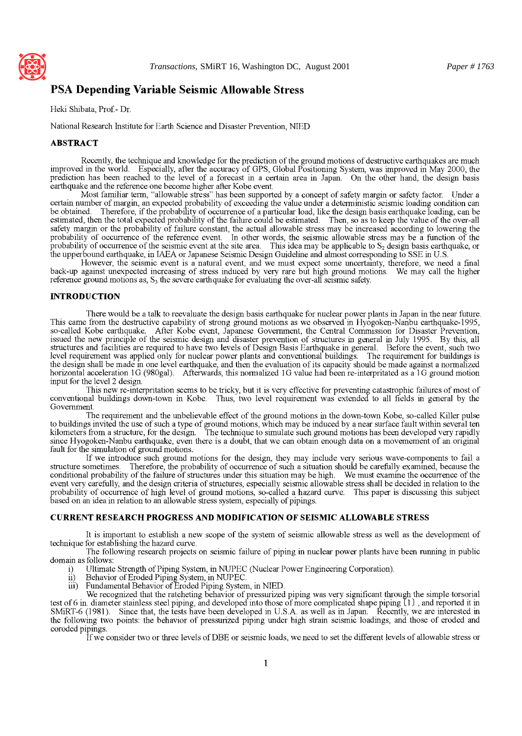# PSA Depending Variable Seismic Allowable Stress

Heki Shibata, Prof.- Dr.

National Research Institute for Earth Science and Disaster Prevention, NIED

## ABSTRACT

Recently, the technique and knowledge for the prediction of the ground motions of destructive earthquakes are much improved in the world. Especially, after the accuracy of GPS, Global Positioning System, was improved in May 2000, the prediction has been reached to the level of a forecast in a certain area in Japan. On the other hand, the design basis earthquake and the reference one become higher after Kobe event.

Most familiar term, "allowable stress" has been supported by a concept of safety margin or safety factor. Under a certain number of margin, an expected probability of exceeding the value under a deterministic seismic loading condition can be obtained. Therefore, if the probability of occurrence of a particular load, like the design basis earthquake loading, can be estimated, then the total expected probability of the failure could be estimated. Then, so as to keep the value of the over-all safety margin or the probability of failure constant, the actual allowable stress may be increased according to lowering the probability of occurrence of the reference event. In other words, the seismic allowable stress may be a function of the probability of occurrence of the seismic event at the site area. This idea may be applicable to $S_2$ design basis earthquake, or the upperbound earthquake, in IAEA or Japanese Seismic Design Guideline and almost corresponding to SSE in U.S.

However, the seismic event is a natural event, and we must expect some uncertainty, therefore, we need a final back-up against unexpected increasing of stress induced by very rare but high ground motions. We may call the higher reference ground motions as, $S_3$ the severe earthquake for evaluating the over-all seismic safety.

## INTRODUCTION

There would be a talk to reevaluate the design basis earthquake for nuclear power plants in Japan in the near future. This came from the destructive capability of strong ground motions as we observed in Hyogoken-Nanbu earthquake-1995, so-called Kobe earthquake. After Kobe event, Japanese Government, the Central Commission for Disaster Prevention, issued the new principle of the seismic design and disaster prevention of structures in general in July 1995. By this, all structures and facilities are required to have two levels of Design Basis Earthquake in general. Before the event, such two level requirement was applied only for nuclear power plants and conventional buildings. The requirement for buildings is the design shall be made in one level earthquake, and then the evaluation of its capacity should be made against a normalized horizontal acceleration 1G (980gal). Afterwards, this normalized 1G value had been re-interpritated as a 1G ground motion input for the level 2 design.

This new re-interpritation seems to be tricky, but it is very effective for preventing catastrophic failures of most of conventional buildings down-town in Kobe. Thus, two level requirement was extended to all fields in general by the Government.

The requirement and the unbelievable effect of the ground motions in the down-town Kobe, so-called Killer pulse to buildings invited the use of such a type of ground motions, which may be induced by a near surface fault within several ten kilometers from a structure, for the design. The technique to simulate such ground motions has been developed very rapidly since Hyogoken-Nanbu earthquake, even there is a doubt, that we can obtain enough data on a movemement of an original fault for the simulation of ground motions.

If we introduce such ground motions for the design, they may include very serious wave-components to fail a structure sometimes. Therefore, the probability of occurrence of such a situation should be carefully examined, because the conditional probability of the failure of structures under this situation may be high. We must examine the occurrence of the event very carefully, and the design criteria of structures, especially seismic allowable stress shall be decided in relation to the probability of occurrence of high level of ground motions, so-called a hazard curve. This paper is discussing this subject based on an idea in relation to an allowable stress system, especially of pipings.

## CURRENT RESEARCH PROGRESS AND MODIFICATION OF SEISMIC ALLOWABLE STRESS

It is important to establish a new scope of the system of seismic allowable stress as well as the development of technique for establishing the hazard curve.

The following research projects on seismic failure of piping in nuclear power plants have been running in public domain as follows:

i) Ultimate Strength of Piping System, in NUPEC (Nuclear Power Engineering Corporation).
ii) Behavior of Eroded Piping System, in NUPEC.
iii) Fundamental Behavior of Eroded Piping System, in NIED.

We recognized that the ratcheting behavior of pressurized piping was very significant through the simple torsorial test of 6 in. diameter stainless steel piping, and developed into those of more complicated shape piping [1] , and reported it in SMiRT-6 (1981). Since that, the tests have been developed in U.S.A. as well as in Japan. Recently, we are interested in the following two points: the behavior of pressurized piping under high strain seismic loadings, and those of eroded and coroded pipings.

If we consider two or three levels of DBE or seismic loads, we need to set the different levels of allowable stress or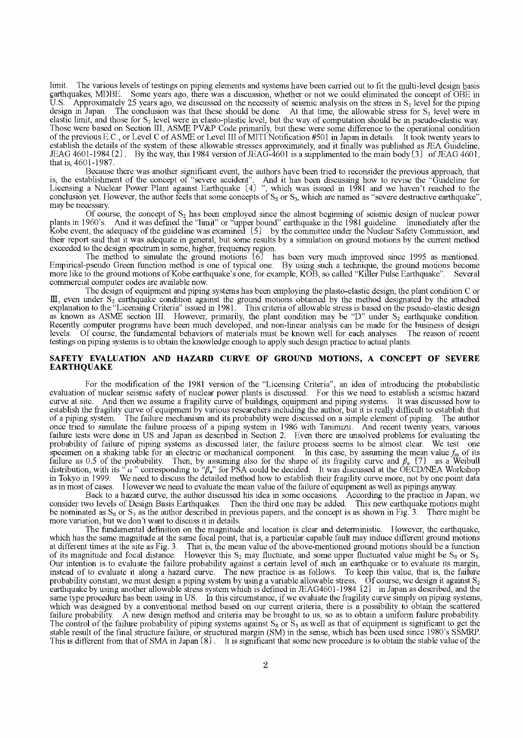limit. The various levels of testings on piping elements and systems have been carried out to fit the multi-level design basis earthquakes, MDBE. Some years ago, there was a discussion, whether or not we could eliminated the concept of OBE in U.S. Approximately 25 years ago, we discussed on the necessity of seismic analysis on the stress in $S_1$ level for the piping design in Japan. The conclusion was that these should be done. At that time, the allowable stress for $S_1$ level were in elastic limit, and those for $S_2$ level were in elasto-plastic level, but the way of computation should be in pseudo-elastic way. Those were based on Section III, ASME PV&P Code primarily, but these were some difference to the operational condition of the previous E.C., or Level C of ASME or Level III of MITI Notification #501 in Japan in details. It took twenty years to establish the details of the system of these allowable stresses approximately, and it finally was published as JEA Guideline, JEAG 4601-1984 [2]. By the way, this 1984 version of JEAG-4601 is a supplimented to the main body [3] of JEAG 4601, that is, 4601-1987.

Because there was another significant event, the authors have been tried to reconsider the previous approach, that is, the establishment of the concept of "severe accident". And it has been discussing how to revise the "Guideline for Licensing a Nuclear Power Plant against Earthquake [4] ", which was issued in 1981 and we haven't reached to the conclusion yet. However, the author feels that some concepts of $S_S$ or $S_3$, which are named as "severe destructive earthquake", may be necessary.

Of course, the concept of $S_2$ has been employed since the almost beginning of seismic design of nuclear power plants in 1960's. And it was defined the "limit" or "upper bound" earthquake in the 1981 guideline. Immediately after the Kobe event, the adequacy of the guideline was examined [5] by the committee under the Nuclear Safety Commission, and their report said that it was adequate in general, but some results by a simulation on ground motions by the current method exceeded to the design spectrum in some, higher, frequency region.

The method to simulate the ground motions [6] has been very much improved since 1995 as mentioned. Empirical-pseudo Green function method is one of typical one. By using such a technique, the ground motions become more like to the ground motions of Kobe earthquake's one, for example, KOB, so called "Killer Pulse Earthquake". Several commercial computer codes are available now.

The design of equipment and piping systems has been employing the plasto-elastic design, the plant condition C or III, even under $S_2$ earthquake condition against the ground motions obtained by the method designated by the attached explanation to the "Licensing Criteria" issued in 1981. This criteria of allowable stress is based on the pseudo-elastic design as known as ASME section III. However, primarily, the plant condition may be "D" under $S_2$ earthquake condition. Recently computer programs have been much developed, and non-linear analysis can be made for the business of design levels. Of course, the fundamental behaviors of materials must be known well for each analyses. The reason of recent testings on piping systems is to obtain the knowledge enough to apply such design practice to actual plants.

## SAFETY EVALUATION AND HAZARD CURVE OF GROUND MOTIONS, A CONCEPT OF SEVERE EARTHQUAKE

For the modification of the 1981 version of the "Licensing Criteria", an idea of introducing the probabilistic evaluation of nuclear seismic safety of nuclear power plants is discussed. For this we need to establish a seismic hazard curve at site. And then we assume a fragility curve of buildings, equipment and piping systems. It was discussed how to establish the fragility curve of equipment by various researchers including the author, but it is really difficult to establish that of a piping system. The failure mechanism and its probability were discussed on a simple element of piping. The author once tried to simulate the failure process of a piping system in 1986 with Tanimizu. And recent twenty years, various failure tests were done in US and Japan as described in Section 2. Even there are unsolved problems for evaluating the probability of failure of piping systems as discussed later, the failure process seems to be almost clear. We test one specimen on a shaking table for an electric or mechanical component. In this case, by assuming the mean value $f_m$ of its failure as 0.5 of the probability. Then, by assuming also for the shape of its fragility curve and $\beta_u$ [7] as a Weibull distribution, with its "$\alpha$" corresponding to "$\beta_u$" for PSA could be decided. It was discussed at the OECD/NEA Workshop in Tokyo in 1999. We need to discuss the detailed method how to establish their fragility curve more, not by one point data as in most of cases. However we need to evaluate the mean value of the failure of equipment as well as pipings anyway.

Back to a hazard curve, the author discussed his idea in some occasions. According to the practice in Japan, we consider two levels of Design Basis Earthquakes. Then the third one may be added. This new earthquake motions might be nominated as $S_S$ or $S_3$ as the author described in previous papers, and the concept is as shown in Fig. 3. There might be more variation, but we don't want to discuss it in details.

The fundamental definition on the magnitude and location is clear and deterministic. However, the earthquake, which has the same magnitude at the same focal point, that is, a particular capable fault may induce different ground motions at different times at the site as Fig. 3. That is, the mean value of the above-mentioned ground motions should be a function of its magnitude and focal distance. However this $S_2$ may fluctuate, and some upper fluctuated value might be $S_S$ or $S_3$. Our intention is to evaluate the failure probability against a certain level of such an earthquake or to evaluate its margin, instead of to evaluate it along a hazard curve. The new practice is as follows. To keep this value, that is, the failure probability constant, we must design a piping system by using a variable allowable stress. Of course, we design it against $S_2$ earthquake by using another allowable stress system which is defined in JEAG4601-1984 [2] in Japan as described, and the same type procedure has been using in US. In this circumstance, if we evaluate the fragility curve simply on piping systems, which was designed by a conventional method based on our current criteria, there is a possibility to obtain the scattered failure probability. A new design method and criteria may be brought to us, so as to obtain a uniform failure probability. The control of the failure probability of piping systems against $S_S$ or $S_3$ as well as that of equipment is significant to get the stable result of the final structure failure, or structured margin (SM) in the sense, which has been used since 1980's SSMRP. This is different from that of SMA in Japan [8]. It is significant that some new procedure is to obtain the stable value of the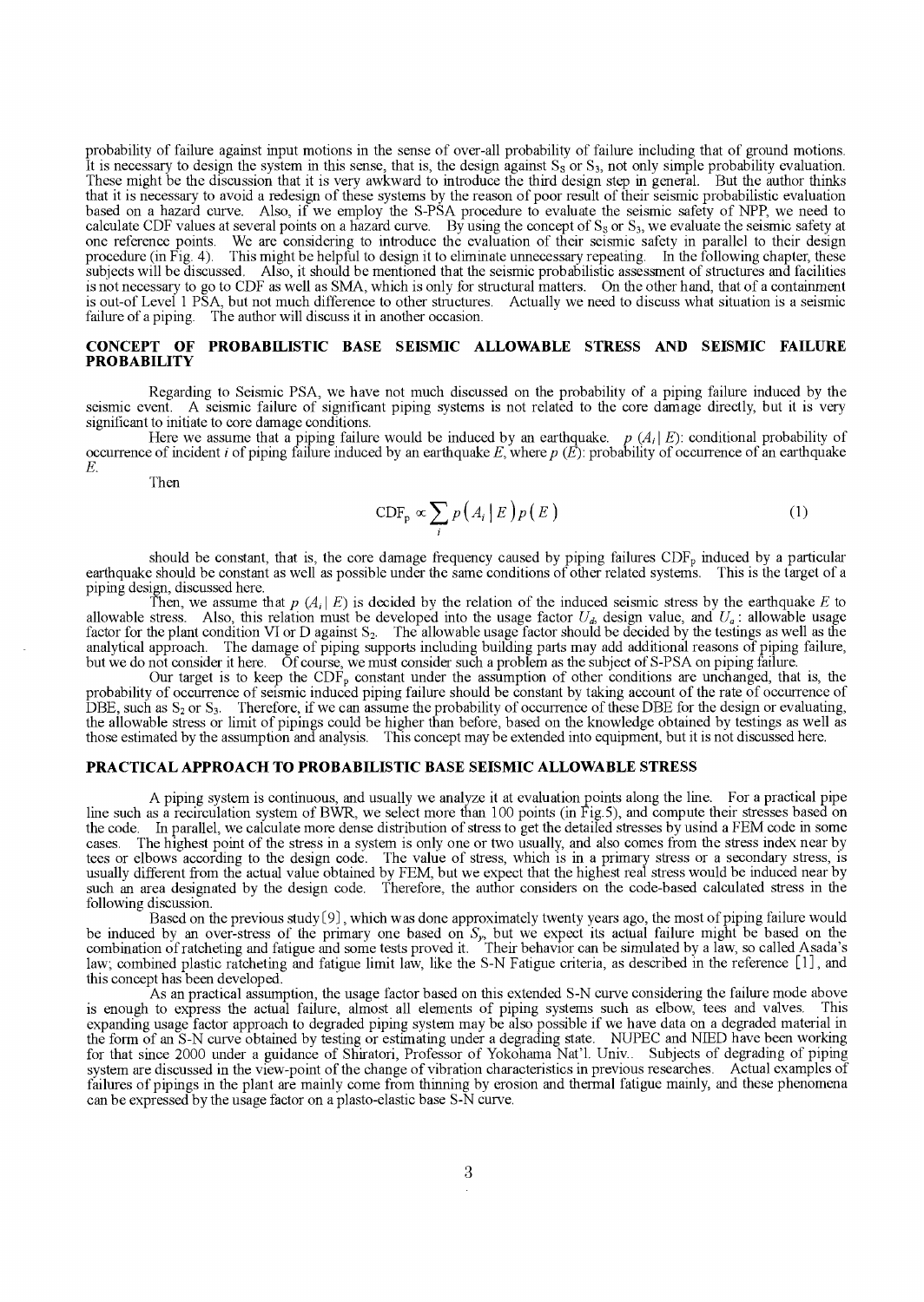probability of failure against input motions in the sense of over-all probability of failure including that of ground motions. It is necessary to design the system in this sense, that is, the design against $S_S$ or $S_3$, not only simple probability evaluation. These might be the discussion that it is very awkward to introduce the third design step in general. But the author thinks that it is necessary to avoid a redesign of these systems by the reason of poor result of their seismic probabilistic evaluation based on a hazard curve. Also, if we employ the S-PSA procedure to evaluate the seismic safety of NPP, we need to calculate CDF values at several points on a hazard curve. By using the concept of $S_S$ or $S_3$, we evaluate the seismic safety at one reference points. We are considering to introduce the evaluation of their seismic safety in parallel to their design procedure (in Fig. 4). This might be helpful to design it to eliminate unnecessary repeating. In the following chapter, these subjects will be discussed. Also, it should be mentioned that the seismic probabilistic assessment of structures and facilities is not necessary to go to CDF as well as SMA, which is only for structural matters. On the other hand, that of a containment is out-of Level 1 PSA, but not much difference to other structures. Actually we need to discuss what situation is a seismic failure of a piping. The author will discuss it in another occasion.

## CONCEPT OF PROBABILISTIC BASE SEISMIC ALLOWABLE STRESS AND SEISMIC FAILURE PROBABILITY

Regarding to Seismic PSA, we have not much discussed on the probability of a piping failure induced by the seismic event. A seismic failure of significant piping systems is not related to the core damage directly, but it is very significant to initiate to core damage conditions.

Here we assume that a piping failure would be induced by an earthquake. $p\,(A_i\,|\,E)$: conditional probability of occurrence of incident $i$ of piping failure induced by an earthquake $E$, where $p\,(E)$: probability of occurrence of an earthquake $E$.

Then

$$\mathrm{CDF_p} \propto \sum_i p\left(A_i \,|\, E\right) p\left(E\right) \tag{1}$$

should be constant, that is, the core damage frequency caused by piping failures $\mathrm{CDF_p}$ induced by a particular earthquake should be constant as well as possible under the same conditions of other related systems. This is the target of a piping design, discussed here.

Then, we assume that $p\,(A_i\,|\,E)$ is decided by the relation of the induced seismic stress by the earthquake $E$ to allowable stress. Also, this relation must be developed into the usage factor $U_d$, design value, and $U_a$ : allowable usage factor for the plant condition VI or D against $S_2$. The allowable usage factor should be decided by the testings as well as the analytical approach. The damage of piping supports including building parts may add additional reasons of piping failure, but we do not consider it here. Of course, we must consider such a problem as the subject of S-PSA on piping failure.

Our target is to keep the $\mathrm{CDF_p}$ constant under the assumption of other conditions are unchanged, that is, the probability of occurrence of seismic induced piping failure should be constant by taking account of the rate of occurrence of DBE, such as $S_2$ or $S_3$. Therefore, if we can assume the probability of occurrence of these DBE for the design or evaluating, the allowable stress or limit of pipings could be higher than before, based on the knowledge obtained by testings as well as those estimated by the assumption and analysis. This concept may be extended into equipment, but it is not discussed here.

## PRACTICAL APPROACH TO PROBABILISTIC BASE SEISMIC ALLOWABLE STRESS

A piping system is continuous, and usually we analyze it at evaluation points along the line. For a practical pipe line such as a recirculation system of BWR, we select more than 100 points (in Fig.5), and compute their stresses based on the code. In parallel, we calculate more dense distribution of stress to get the detailed stresses by usind a FEM code in some cases. The highest point of the stress in a system is only one or two usually, and also comes from the stress index near by tees or elbows according to the design code. The value of stress, which is in a primary stress or a secondary stress, is usually different from the actual value obtained by FEM, but we expect that the highest real stress would be induced near by such an area designated by the design code. Therefore, the author considers on the code-based calculated stress in the following discussion.

Based on the previous study [9], which was done approximately twenty years ago, the most of piping failure would be induced by an over-stress of the primary one based on $S_y$, but we expect its actual failure might be based on the combination of ratcheting and fatigue and some tests proved it. Their behavior can be simulated by a law, so called Asada's law; combined plastic ratcheting and fatigue limit law, like the S-N Fatigue criteria, as described in the reference [1], and this concept has been developed.

As an practical assumption, the usage factor based on this extended S-N curve considering the failure mode above is enough to express the actual failure, almost all elements of piping systems such as elbow, tees and valves. This expanding usage factor approach to degraded piping system may be also possible if we have data on a degraded material in the form of an S-N curve obtained by testing or estimating under a degrading state. NUPEC and NIED have been working for that since 2000 under a guidance of Shiratori, Professor of Yokohama Nat'l. Univ.. Subjects of degrading of piping system are discussed in the view-point of the change of vibration characteristics in previous researches. Actual examples of failures of pipings in the plant are mainly come from thinning by erosion and thermal fatigue mainly, and these phenomena can be expressed by the usage factor on a plasto-elastic base S-N curve.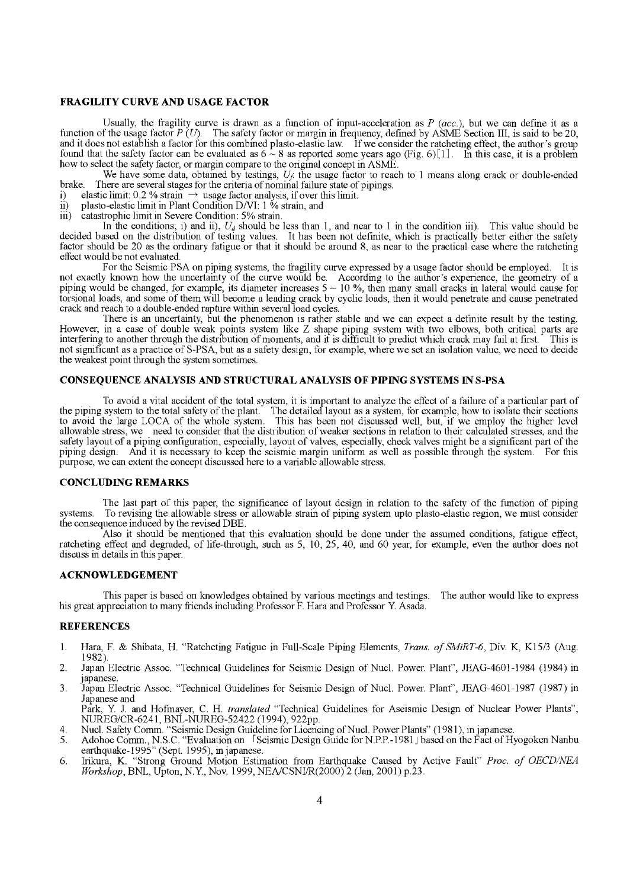## FRAGILITY CURVE AND USAGE FACTOR

Usually, the fragility curve is drawn as a function of input-acceleration as *P (acc.)*, but we can define it as a function of the usage factor *P (U)*. The safety factor or margin in frequency, defined by ASME Section III, is said to be 20, and it does not establish a factor for this combined plasto-elastic law. If we consider the ratcheting effect, the author's group found that the safety factor can be evaluated as 6 ~ 8 as reported some years ago (Fig. 6)[1]. In this case, it is a problem how to select the safety factor, or margin compare to the original concept in ASME.

We have some data, obtained by testings, $U_f$: the usage factor to reach to 1 means along crack or double-ended brake. There are several stages for the criteria of nominal failure state of pipings.

i) elastic limit: 0.2 % strain → usage factor analysis, if over this limit.
ii) plasto-elastic limit in Plant Condition D/VI: 1 % strain, and
iii) catastrophic limit in Severe Condition: 5% strain.

In the conditions; i) and ii), $U_a$ should be less than 1, and near to 1 in the condition iii). This value should be decided based on the distribution of testing values. It has been not definite, which is practically better either the safety factor should be 20 as the ordinary fatigue or that it should be around 8, as near to the practical case where the ratcheting effect would be not evaluated.

For the Seismic PSA on piping systems, the fragility curve expressed by a usage factor should be employed. It is not exactly known how the uncertainty of the curve would be. According to the author's experience, the geometry of a piping would be changed, for example, its diameter increases 5 ~ 10 %, then many small cracks in lateral would cause for torsional loads, and some of them will become a leading crack by cyclic loads, then it would penetrate and cause penetrated crack and reach to a double-ended rapture within several load cycles.

There is an uncertainty, but the phenomenon is rather stable and we can expect a definite result by the testing. However, in a case of double weak points system like Z shape piping system with two elbows, both critical parts are interfering to another through the distribution of moments, and it is difficult to predict which crack may fail at first. This is not significant as a practice of S-PSA, but as a safety design, for example, where we set an isolation value, we need to decide the weakest point through the system sometimes.

## CONSEQUENCE ANALYSIS AND STRUCTURAL ANALYSIS OF PIPING SYSTEMS IN S-PSA

To avoid a vital accident of the total system, it is important to analyze the effect of a failure of a particular part of the piping system to the total safety of the plant. The detailed layout as a system, for example, how to isolate their sections to avoid the large LOCA of the whole system. This has been not discussed well, but, if we employ the higher level allowable stress, we need to consider that the distribution of weaker sections in relation to their calculated stresses, and the safety layout of a piping configuration, especially, layout of valves, especially, check valves might be a significant part of the piping design. And it is necessary to keep the seismic margin uniform as well as possible through the system. For this purpose, we can extent the concept discussed here to a variable allowable stress.

## CONCLUDING REMARKS

The last part of this paper, the significance of layout design in relation to the safety of the function of piping systems. To revising the allowable stress or allowable strain of piping system upto plasto-elastic region, we must consider the consequence induced by the revised DBE.

Also it should be mentioned that this evaluation should be done under the assumed conditions, fatigue effect, ratcheting effect and degraded, of life-through, such as 5, 10, 25, 40, and 60 year, for example, even the author does not discuss in details in this paper.

## ACKNOWLEDGEMENT

This paper is based on knowledges obtained by various meetings and testings. The author would like to express his great appreciation to many friends including Professor F. Hara and Professor Y. Asada.

## REFERENCES

1. Hara, F. & Shibata, H. "Ratcheting Fatigue in Full-Scale Piping Elements, *Trans. of SMiRT-6*, Div. K, K15/3 (Aug. 1982).
2. Japan Electric Assoc. "Technical Guidelines for Seismic Design of Nucl. Power. Plant", JEAG-4601-1984 (1984) in japanese.
3. Japan Electric Assoc. "Technical Guidelines for Seismic Design of Nucl. Power. Plant", JEAG-4601-1987 (1987) in Japanese and
   Park, Y. J. and Hofmayer, C. H. *translated* "Technical Guidelines for Aseismic Design of Nuclear Power Plants", NUREG/CR-6241, BNL-NUREG-52422 (1994), 922pp.
4. Nucl. Safety Comm. "Seismic Design Guideline for Licencing of Nucl. Power Plants" (1981), in japanese.
5. Adohoc Comm., N.S.C. "Evaluation on 「Seismic Design Guide for N.P.P.-1981」based on the Fact of Hyogoken Nanbu earthquake-1995" (Sept. 1995), in japanese.
6. Irikura, K. "Strong Ground Motion Estimation from Earthquake Caused by Active Fault" *Proc. of OECD/NEA Workshop*, BNL, Upton, N.Y., Nov. 1999, NEA/CSNI/R(2000) 2 (Jan, 2001) p.23.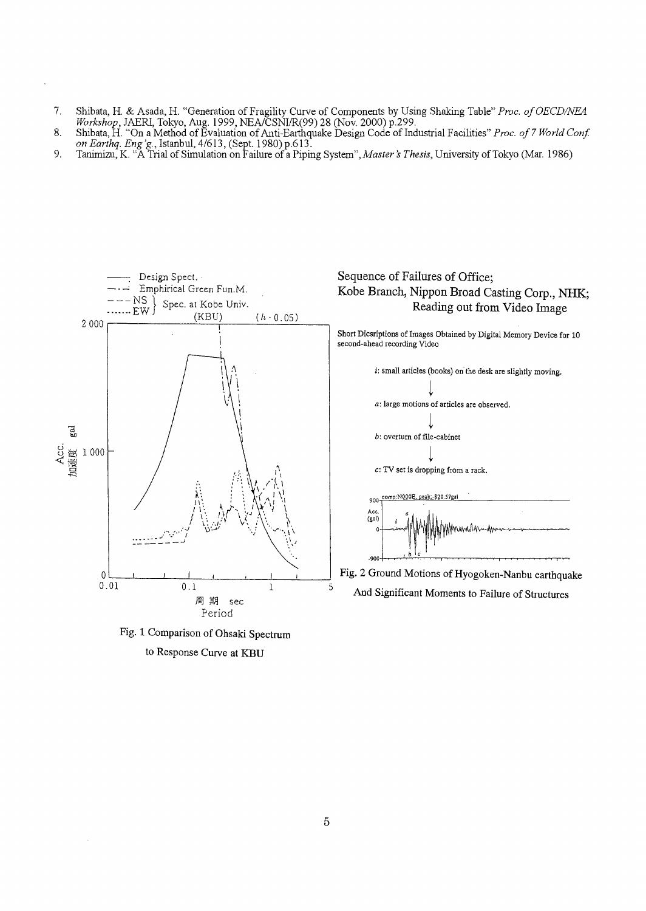7. Shibata, H. & Asada, H. "Generation of Fragility Curve of Components by Using Shaking Table" *Proc. of OECD/NEA Workshop*, JAERI, Tokyo, Aug. 1999, NEA/CSNI/R(99) 28 (Nov. 2000) p.299.
8. Shibata, H. "On a Method of Evaluation of Anti-Earthquake Design Code of Industrial Facilities" *Proc. of 7 World Conf. on Earthq. Eng'g.*, Istanbul, 4/613, (Sept. 1980) p.613.
9. Tanimizu, K. "A Trial of Simulation on Failure of a Piping System", *Master's Thesis*, University of Tokyo (Mar. 1986)

Fig. 1 Comparison of Ohsaki Spectrum to Response Curve at KBU

**Sequence of Failures of Office; Kobe Branch, Nippon Broad Casting Corp., NHK; Reading out from Video Image**

Short Dicsriptions of Images Obtained by Digital Memory Device for 10 second-ahead recording Video

*i*: small articles (books) on the desk are slightly moving.

↓

*a*: large motions of articles are observed.

↓

*b*: overturn of file-cabinet

↓

*c*: TV set is dropping from a rack.

Fig. 2 Ground Motions of Hyogoken-Nanbu earthquake And Significant Moments to Failure of Structures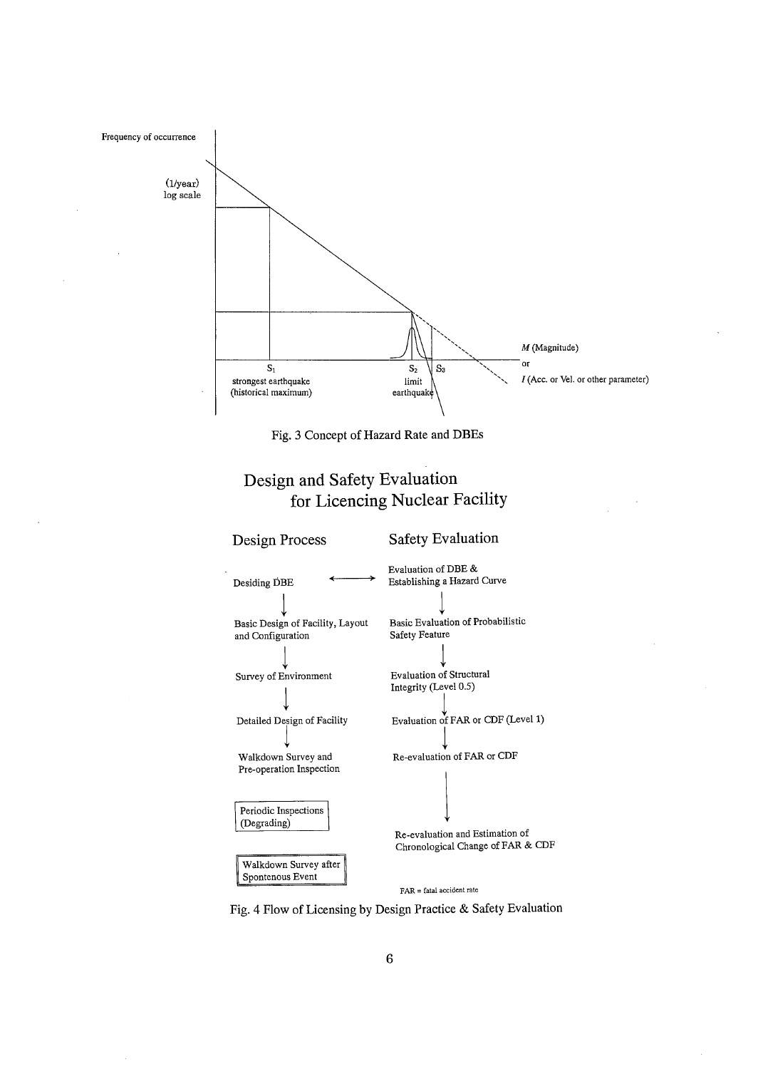Frequency of occurrence

(1/year)
log scale

$S_1$
strongest earthquake
(historical maximum)

$S_2$
limit
earthquake

$S_3$

$M$ (Magnitude)
or
$I$ (Acc. or Vel. or other parameter)

Fig. 3 Concept of Hazard Rate and DBEs

# Design and Safety Evaluation for Licencing Nuclear Facility

| Design Process | | Safety Evaluation |
|---|---|---|
| Desiding DBE | ←→ | Evaluation of DBE & Establishing a Hazard Curve |
| ↓ | | ↓ |
| Basic Design of Facility, Layout and Configuration | | Basic Evaluation of Probabilistic Safety Feature |
| ↓ | | ↓ |
| Survey of Environment | | Evaluation of Structural Integrity (Level 0.5) |
| ↓ | | ↓ |
| Detailed Design of Facility | | Evaluation of FAR or CDF (Level 1) |
| ↓ | | ↓ |
| Walkdown Survey and Pre-operation Inspection | | Re-evaluation of FAR or CDF |
| Periodic Inspections (Degrading) | | ↓ |
| | | Re-evaluation and Estimation of Chronological Change of FAR & CDF |
| Walkdown Survey after Spontenous Event | | |

FAR = fatal accident rate

Fig. 4 Flow of Licensing by Design Practice & Safety Evaluation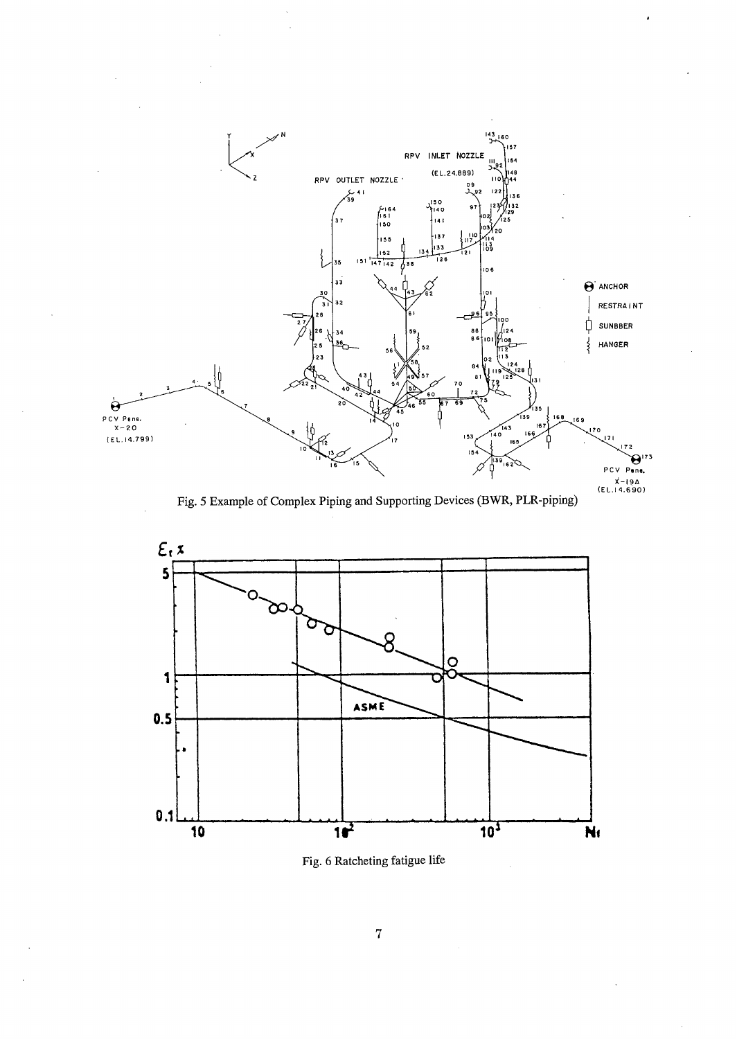Y

N

X

Z

RPV INLET NOZZLE

(EL.24.889)

RPV OUTLET NOZZLE

ANCHOR

RESTRAINT

SUNBBER

HANGER

PCV Pene.
X-20
(EL.14.799)

PCV Pene.
X-19A
(EL.14.690)

Fig. 5 Example of Complex Piping and Supporting Devices (BWR, PLR-piping)

$\varepsilon_t$ %

5

1

0.5

0.1

10

$10^2$

$10^3$

$N_f$

ASME

Fig. 6 Ratcheting fatigue life